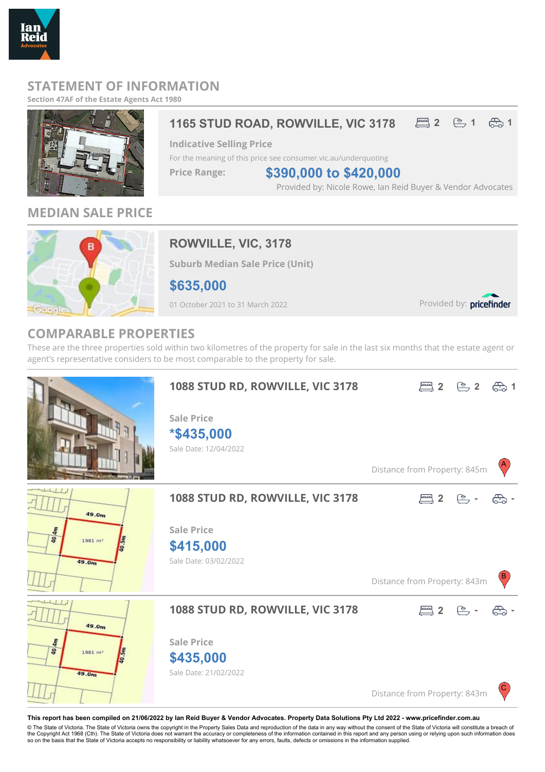# STATEMENT OF INFORMATION

**Section 47AF of the Estate Agents Act 1980**

## 1165 STUD ROAD, ROWVILLE, VIC 3178

Bedrooms: 2 | Bathrooms: 1 | Car spaces: 1

**Indicative Selling Price**

For the meaning of this price see consumer.vic.au/underquoting

**Price Range:** **$390,000 to $420,000**

Provided by: Nicole Rowe, Ian Reid Buyer & Vendor Advocates

## MEDIAN SALE PRICE

### ROWVILLE, VIC, 3178

**Suburb Median Sale Price (Unit)**

**$635,000**

01 October 2021 to 31 March 2022

Provided by: pricefinder

## COMPARABLE PROPERTIES

These are the three properties sold within two kilometres of the property for sale in the last six months that the estate agent or agent's representative considers to be most comparable to the property for sale.

### 1088 STUD RD, ROWVILLE, VIC 3178

Bedrooms: 2 | Bathrooms: 2 | Car spaces: 1

**Sale Price**

**\*$435,000**

Sale Date: 12/04/2022

Distance from Property: 845m (A)

### 1088 STUD RD, ROWVILLE, VIC 3178

Bedrooms: 2 | Bathrooms: - | Car spaces: -

**Sale Price**

**$415,000**

Sale Date: 03/02/2022

Distance from Property: 843m (B)

### 1088 STUD RD, ROWVILLE, VIC 3178

Bedrooms: 2 | Bathrooms: - | Car spaces: -

**Sale Price**

**$435,000**

Sale Date: 21/02/2022

Distance from Property: 843m (C)

**This report has been compiled on 21/06/2022 by Ian Reid Buyer & Vendor Advocates. Property Data Solutions Pty Ltd 2022 - www.pricefinder.com.au**

© The State of Victoria. The State of Victoria owns the copyright in the Property Sales Data and reproduction of the data in any way without the consent of the State of Victoria will constitute a breach of the Copyright Act 1968 (Cth). The State of Victoria does not warrant the accuracy or completeness of the information contained in this report and any person using or relying upon such information does so on the basis that the State of Victoria accepts no responsibility or liability whatsoever for any errors, faults, defects or omissions in the information supplied.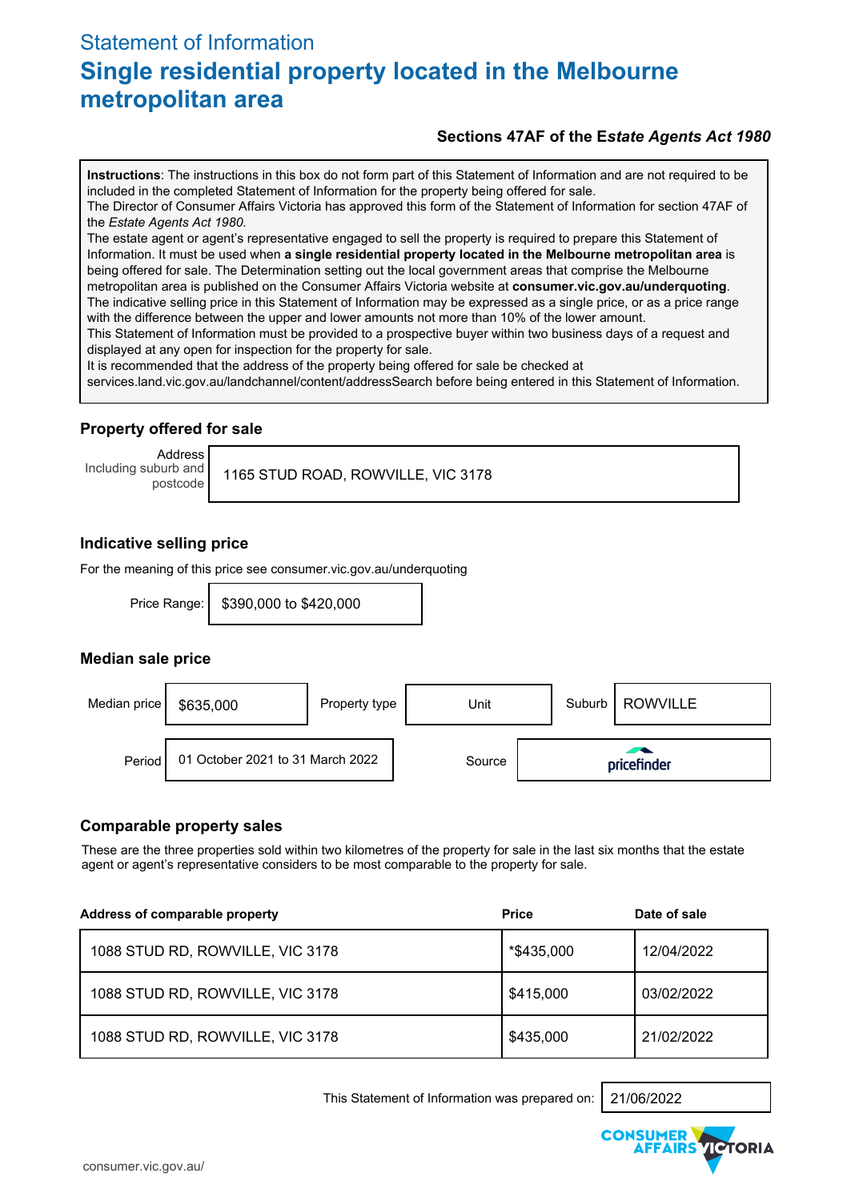# Statement of Information

## Single residential property located in the Melbourne metropolitan area

**Sections 47AF of the *Estate Agents Act 1980***

**Instructions**: The instructions in this box do not form part of this Statement of Information and are not required to be included in the completed Statement of Information for the property being offered for sale.
The Director of Consumer Affairs Victoria has approved this form of the Statement of Information for section 47AF of the *Estate Agents Act 1980.*
The estate agent or agent's representative engaged to sell the property is required to prepare this Statement of Information. It must be used when **a single residential property located in the Melbourne metropolitan area** is being offered for sale. The Determination setting out the local government areas that comprise the Melbourne metropolitan area is published on the Consumer Affairs Victoria website at **consumer.vic.gov.au/underquoting**.
The indicative selling price in this Statement of Information may be expressed as a single price, or as a price range with the difference between the upper and lower amounts not more than 10% of the lower amount.
This Statement of Information must be provided to a prospective buyer within two business days of a request and displayed at any open for inspection for the property for sale.
It is recommended that the address of the property being offered for sale be checked at services.land.vic.gov.au/landchannel/content/addressSearch before being entered in this Statement of Information.

### Property offered for sale

Address Including suburb and postcode: 1165 STUD ROAD, ROWVILLE, VIC 3178

### Indicative selling price

For the meaning of this price see consumer.vic.gov.au/underquoting

Price Range: $390,000 to $420,000

### Median sale price

| | | | | | |
|---|---|---|---|---|---|
| Median price | $635,000 | Property type | Unit | Suburb | ROWVILLE |
| Period | 01 October 2021 to 31 March 2022 | Source | pricefinder | | |

### Comparable property sales

These are the three properties sold within two kilometres of the property for sale in the last six months that the estate agent or agent's representative considers to be most comparable to the property for sale.

| Address of comparable property | Price | Date of sale |
|---|---|---|
| 1088 STUD RD, ROWVILLE, VIC 3178 | *$435,000 | 12/04/2022 |
| 1088 STUD RD, ROWVILLE, VIC 3178 | $415,000 | 03/02/2022 |
| 1088 STUD RD, ROWVILLE, VIC 3178 | $435,000 | 21/02/2022 |

This Statement of Information was prepared on: 21/06/2022